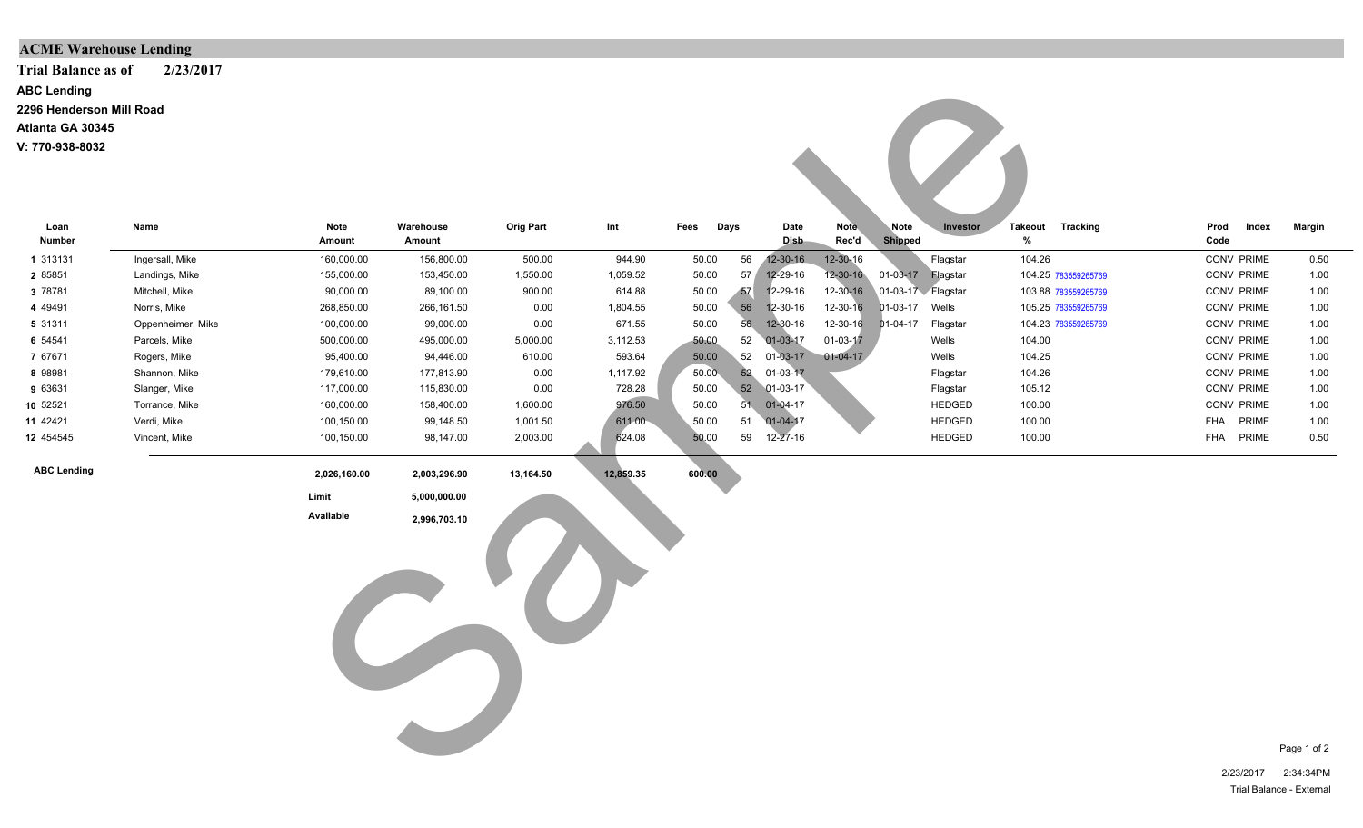**ACME Warehouse Lending**

**Trial Balance as of 2/23/2017**

**ABC Lending**

**2296 Henderson Mill Road**

**Atlanta GA 30345**

**V: 770-938-8032**

| | Loan Number | Name | Note Amount | Warehouse Amount | Orig Part | Int | Fees | Days | Date Disb | Note Rec'd | Note Shipped | Investor | Takeout % | Tracking | Prod Code | Index | Margin |
|---|---|---|---|---|---|---|---|---|---|---|---|---|---|---|---|---|---|
| 1 | 313131 | Ingersall, Mike | 160,000.00 | 156,800.00 | 500.00 | 944.90 | 50.00 | 56 | 12-30-16 | 12-30-16 | | Flagstar | 104.26 | | CONV | PRIME | 0.50 |
| 2 | 85851 | Landings, Mike | 155,000.00 | 153,450.00 | 1,550.00 | 1,059.52 | 50.00 | 57 | 12-29-16 | 12-30-16 | 01-03-17 | Flagstar | 104.25 | 783559265769 | CONV | PRIME | 1.00 |
| 3 | 78781 | Mitchell, Mike | 90,000.00 | 89,100.00 | 900.00 | 614.88 | 50.00 | 57 | 12-29-16 | 12-30-16 | 01-03-17 | Flagstar | 103.88 | 783559265769 | CONV | PRIME | 1.00 |
| 4 | 49491 | Norris, Mike | 268,850.00 | 266,161.50 | 0.00 | 1,804.55 | 50.00 | 56 | 12-30-16 | 12-30-16 | 01-03-17 | Wells | 105.25 | 783559265769 | CONV | PRIME | 1.00 |
| 5 | 31311 | Oppenheimer, Mike | 100,000.00 | 99,000.00 | 0.00 | 671.55 | 50.00 | 56 | 12-30-16 | 12-30-16 | 01-04-17 | Flagstar | 104.23 | 783559265769 | CONV | PRIME | 1.00 |
| 6 | 54541 | Parcels, Mike | 500,000.00 | 495,000.00 | 5,000.00 | 3,112.53 | 50.00 | 52 | 01-03-17 | 01-03-17 | | Wells | 104.00 | | CONV | PRIME | 1.00 |
| 7 | 67671 | Rogers, Mike | 95,400.00 | 94,446.00 | 610.00 | 593.64 | 50.00 | 52 | 01-03-17 | 01-04-17 | | Wells | 104.25 | | CONV | PRIME | 1.00 |
| 8 | 98981 | Shannon, Mike | 179,610.00 | 177,813.90 | 0.00 | 1,117.92 | 50.00 | 52 | 01-03-17 | | | Flagstar | 104.26 | | CONV | PRIME | 1.00 |
| 9 | 63631 | Slanger, Mike | 117,000.00 | 115,830.00 | 0.00 | 728.28 | 50.00 | 52 | 01-03-17 | | | Flagstar | 105.12 | | CONV | PRIME | 1.00 |
| 10 | 52521 | Torrance, Mike | 160,000.00 | 158,400.00 | 1,600.00 | 976.50 | 50.00 | 51 | 01-04-17 | | | HEDGED | 100.00 | | CONV | PRIME | 1.00 |
| 11 | 42421 | Verdi, Mike | 100,150.00 | 99,148.50 | 1,001.50 | 611.00 | 50.00 | 51 | 01-04-17 | | | HEDGED | 100.00 | | FHA | PRIME | 1.00 |
| 12 | 454545 | Vincent, Mike | 100,150.00 | 98,147.00 | 2,003.00 | 624.08 | 50.00 | 59 | 12-27-16 | | | HEDGED | 100.00 | | FHA | PRIME | 0.50 |
| | **ABC Lending** | | **2,026,160.00** | **2,003,296.90** | **13,164.50** | **12,859.35** | **600.00** | | | | | | | | | | |
| | | | **Limit** | **5,000,000.00** | | | | | | | | | | | | | |
| | | | **Available** | **2,996,703.10** | | | | | | | | | | | | | |

2/23/2017 2:34:34PM

Trial Balance - External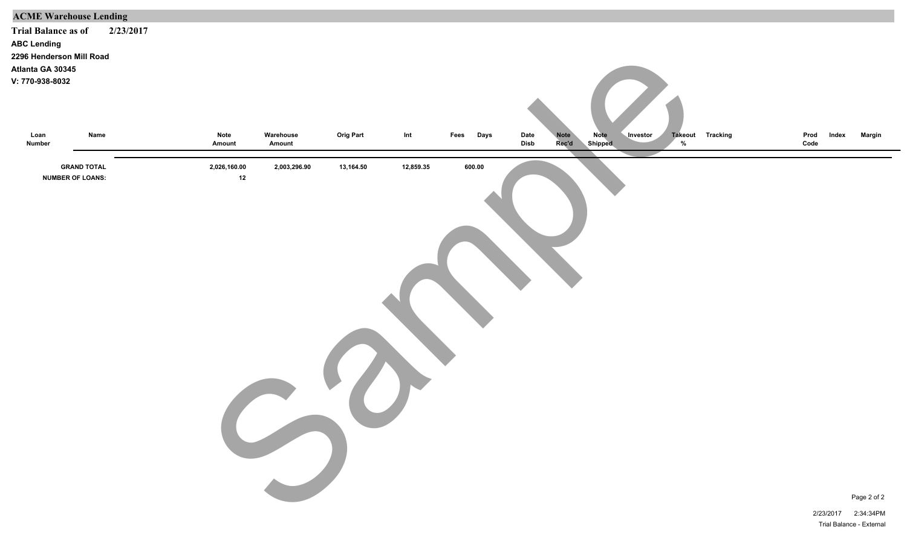**ACME Warehouse Lending**

**Trial Balance as of 2/23/2017**

**ABC Lending**
**2296 Henderson Mill Road**
**Atlanta GA 30345**
**V: 770-938-8032**

| Loan Number | Name | Note Amount | Warehouse Amount | Orig Part | Int | Fees | Days | Date Disb | Note Rec'd | Note Shipped | Investor | Takeout % | Tracking | Prod Code | Index | Margin |
|---|---|---|---|---|---|---|---|---|---|---|---|---|---|---|---|---|
| | **GRAND TOTAL** | **2,026,160.00** | **2,003,296.90** | **13,164.50** | **12,859.35** | **600.00** | | | | | | | | | | |
| | **NUMBER OF LOANS:** | **12** | | | | | | | | | | | | | | |

Sample

2/23/2017 2:34:34PM
Trial Balance - External